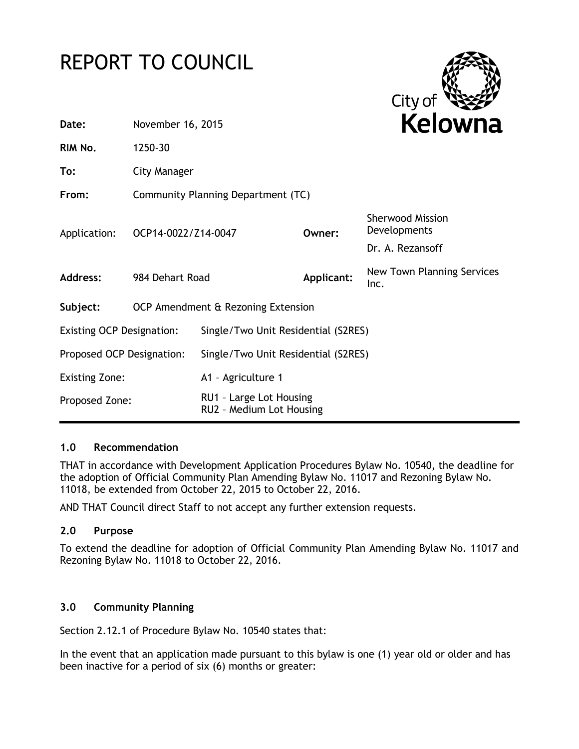# REPORT TO COUNCIL

| | | | |
|---|---|---|---|
| **Date:** | November 16, 2015 | | |
| **RIM No.** | 1250-30 | | |
| **To:** | City Manager | | |
| **From:** | Community Planning Department (TC) | | |
| Application: | OCP14-0022/Z14-0047 | **Owner:** | Sherwood Mission Developments<br>Dr. A. Rezansoff |
| **Address:** | 984 Dehart Road | **Applicant:** | New Town Planning Services Inc. |
| **Subject:** | OCP Amendment & Rezoning Extension | | |
| Existing OCP Designation: | Single/Two Unit Residential (S2RES) | | |
| Proposed OCP Designation: | Single/Two Unit Residential (S2RES) | | |
| Existing Zone: | A1 – Agriculture 1 | | |
| Proposed Zone: | RU1 – Large Lot Housing<br>RU2 – Medium Lot Housing | | |

## 1.0 Recommendation

THAT in accordance with Development Application Procedures Bylaw No. 10540, the deadline for the adoption of Official Community Plan Amending Bylaw No. 11017 and Rezoning Bylaw No. 11018, be extended from October 22, 2015 to October 22, 2016.

AND THAT Council direct Staff to not accept any further extension requests.

## 2.0 Purpose

To extend the deadline for adoption of Official Community Plan Amending Bylaw No. 11017 and Rezoning Bylaw No. 11018 to October 22, 2016.

## 3.0 Community Planning

Section 2.12.1 of Procedure Bylaw No. 10540 states that:

In the event that an application made pursuant to this bylaw is one (1) year old or older and has been inactive for a period of six (6) months or greater: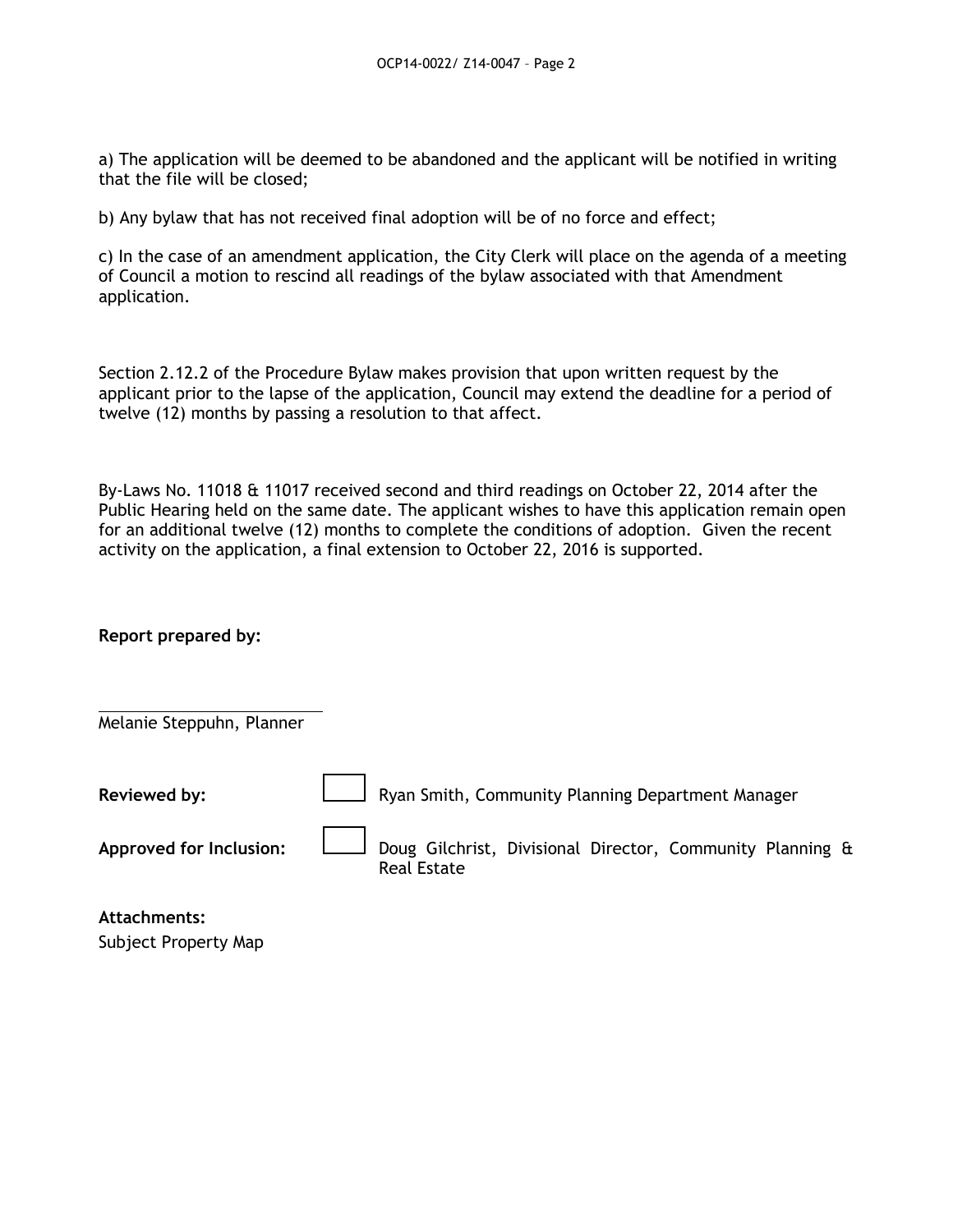a) The application will be deemed to be abandoned and the applicant will be notified in writing that the file will be closed;

b) Any bylaw that has not received final adoption will be of no force and effect;

c) In the case of an amendment application, the City Clerk will place on the agenda of a meeting of Council a motion to rescind all readings of the bylaw associated with that Amendment application.

Section 2.12.2 of the Procedure Bylaw makes provision that upon written request by the applicant prior to the lapse of the application, Council may extend the deadline for a period of twelve (12) months by passing a resolution to that affect.

By-Laws No. 11018 & 11017 received second and third readings on October 22, 2014 after the Public Hearing held on the same date. The applicant wishes to have this application remain open for an additional twelve (12) months to complete the conditions of adoption. Given the recent activity on the application, a final extension to October 22, 2016 is supported.

**Report prepared by:**

Melanie Steppuhn, Planner

**Reviewed by:** ☐ Ryan Smith, Community Planning Department Manager

**Approved for Inclusion:** ☐ Doug Gilchrist, Divisional Director, Community Planning & Real Estate

**Attachments:**

Subject Property Map